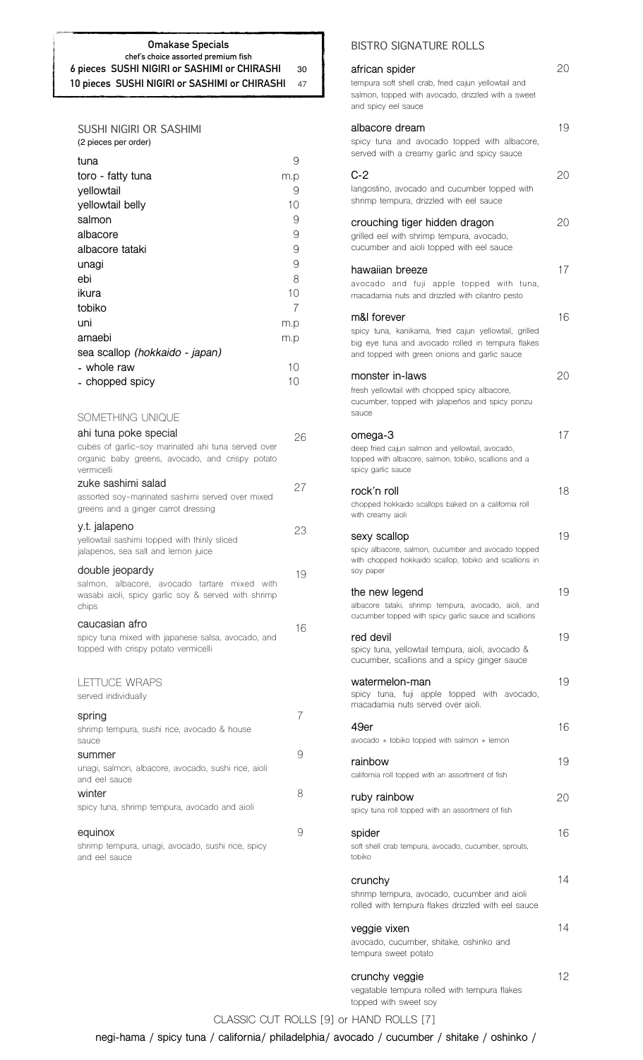## Omakase Specials

chef's choice assorted premium fish

| | |
|---|---|
| **6 pieces SUSHI NIGIRI or SASHIMI or CHIRASHI** | 30 |
| **10 pieces SUSHI NIGIRI or SASHIMI or CHIRASHI** | 47 |

## SUSHI NIGIRI OR SASHIMI

(2 pieces per order)

| | |
|---|---|
| tuna | 9 |
| toro - fatty tuna | m.p |
| yellowtail | 9 |
| yellowtail belly | 10 |
| salmon | 9 |
| albacore | 9 |
| albacore tataki | 9 |
| unagi | 9 |
| ebi | 8 |
| ikura | 10 |
| tobiko | 7 |
| uni | m.p |
| amaebi | m.p |
| sea scallop *(hokkaido - japan)* | |
| - whole raw | 10 |
| - chopped spicy | 10 |

## SOMETHING UNIQUE

**ahi tuna poke special** — 26
cubes of garlic-soy marinated ahi tuna served over organic baby greens, avocado, and crispy potato vermicelli

**zuke sashimi salad** — 27
assorted soy-marinated sashimi served over mixed greens and a ginger carrot dressing

**y.t. jalapeno** — 23
yellowtail sashimi topped with thinly sliced jalapenos, sea salt and lemon juice

**double jeopardy** — 19
salmon, albacore, avocado tartare mixed with wasabi aioli, spicy garlic soy & served with shrimp chips

**caucasian afro** — 16
spicy tuna mixed with japanese salsa, avocado, and topped with crispy potato vermicelli

## LETTUCE WRAPS

served individually

**spring** — 7
shrimp tempura, sushi rice, avocado & house sauce

**summer** — 9
unagi, salmon, albacore, avocado, sushi rice, aioli and eel sauce

**winter** — 8
spicy tuna, shrimp tempura, avocado and aioli

**equinox** — 9
shrimp tempura, unagi, avocado, sushi rice, spicy and eel sauce

## BISTRO SIGNATURE ROLLS

**african spider** — 20
tempura soft shell crab, fried cajun yellowtail and salmon, topped with avocado, drizzled with a sweet and spicy eel sauce

**albacore dream** — 19
spicy tuna and avocado topped with albacore, served with a creamy garlic and spicy sauce

**C-2** — 20
langostino, avocado and cucumber topped with shrimp tempura, drizzled with eel sauce

**crouching tiger hidden dragon** — 20
grilled eel with shrimp tempura, avocado, cucumber and aioli topped with eel sauce

**hawaiian breeze** — 17
avocado and fuji apple topped with tuna, macadamia nuts and drizzled with cilantro pesto

**m&l forever** — 16
spicy tuna, kanikama, fried cajun yellowtail, grilled big eye tuna and avocado rolled in tempura flakes and topped with green onions and garlic sauce

**monster in-laws** — 20
fresh yellowtail with chopped spicy albacore, cucumber, topped with jalapeños and spicy ponzu sauce

**omega-3** — 17
deep fried cajun salmon and yellowtail, avocado, topped with albacore, salmon, tobiko, scallions and a spicy garlic sauce

**rock'n roll** — 18
chopped hokkaido scallops baked on a california roll with creamy aioli

**sexy scallop** — 19
spicy albacore, salmon, cucumber and avocado topped with chopped hokkaido scallop, tobiko and scallions in soy paper

**the new legend** — 19
albacore tataki, shrimp tempura, avocado, aioli, and cucumber topped with spicy garlic sauce and scallions

**red devil** — 19
spicy tuna, yellowtail tempura, aioli, avocado & cucumber, scallions and a spicy ginger sauce

**watermelon-man** — 19
spicy tuna, fuji apple topped with avocado, macadamia nuts served over aioli.

**49er** — 16
avocado + tobiko topped with salmon + lemon

**rainbow** — 19
california roll topped with an assortment of fish

**ruby rainbow** — 20
spicy tuna roll topped with an assortment of fish

**spider** — 16
soft shell crab tempura, avocado, cucumber, sprouts, tobiko

**crunchy** — 14
shrimp tempura, avocado, cucumber and aioli rolled with tempura flakes drizzled with eel sauce

**veggie vixen** — 14
avocado, cucumber, shitake, oshinko and tempura sweet potato

**crunchy veggie** — 12
vegatable tempura rolled with tempura flakes topped with sweet soy

CLASSIC CUT ROLLS [9] or HAND ROLLS [7]

**negi-hama / spicy tuna / california / philadelphia / avocado / cucumber / shitake / oshinko /**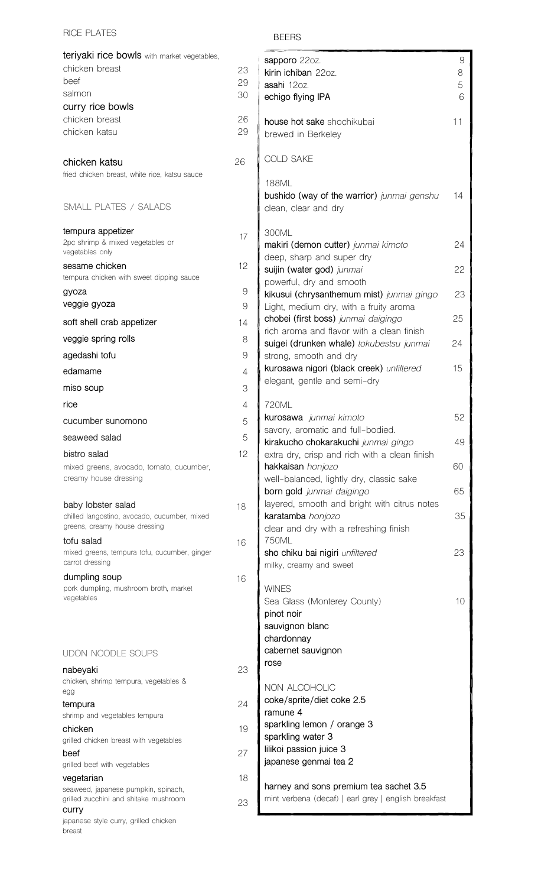## RICE PLATES

**teriyaki rice bowls** with market vegetables,

| | |
|---|---|
| chicken breast | 23 |
| beef | 29 |
| salmon | 30 |

**curry rice bowls**

| | |
|---|---|
| chicken breast | 26 |
| chicken katsu | 29 |

**chicken katsu** 26
fried chicken breast, white rice, katsu sauce

## SMALL PLATES / SALADS

| | |
|---|---|
| **tempura appetizer**<br>2pc shrimp & mixed vegetables or vegetables only | 17 |
| **sesame chicken**<br>tempura chicken with sweet dipping sauce | 12 |
| **gyoza** | 9 |
| **veggie gyoza** | 9 |
| **soft shell crab appetizer** | 14 |
| **veggie spring rolls** | 8 |
| **agedashi tofu** | 9 |
| **edamame** | 4 |
| **miso soup** | 3 |
| **rice** | 4 |
| **cucumber sunomono** | 5 |
| **seaweed salad** | 5 |
| **bistro salad**<br>mixed greens, avocado, tomato, cucumber, creamy house dressing | 12 |
| **baby lobster salad**<br>chilled langostino, avocado, cucumber, mixed greens, creamy house dressing | 18 |
| **tofu salad**<br>mixed greens, tempura tofu, cucumber, ginger carrot dressing | 16 |
| **dumpling soup**<br>pork dumpling, mushroom broth, market vegetables | 16 |

## UDON NOODLE SOUPS

| | |
|---|---|
| **nabeyaki**<br>chicken, shrimp tempura, vegetables & egg | 23 |
| **tempura**<br>shrimp and vegetables tempura | 24 |
| **chicken**<br>grilled chicken breast with vegetables | 19 |
| **beef**<br>grilled beef with vegetables | 27 |
| **vegetarian**<br>seaweed, japanese pumpkin, spinach, grilled zucchini and shitake mushroom | 18 |
| **curry**<br>japanese style curry, grilled chicken breast | 23 |

## BEERS

| | |
|---|---|
| **sapporo** 22oz. | 9 |
| **kirin ichiban** 22oz. | 8 |
| **asahi** 12oz. | 5 |
| **echigo flying IPA** | 6 |

**house hot sake** shochikubai 11
brewed in Berkeley

## COLD SAKE

### 188ML

| | |
|---|---|
| **bushido (way of the warrior)** *junmai genshu*<br>clean, clear and dry | 14 |

### 300ML

| | |
|---|---|
| **makiri (demon cutter)** *junmai kimoto*<br>deep, sharp and super dry | 24 |
| **suijin (water god)** *junmai*<br>powerful, dry and smooth | 22 |
| **kikusui (chrysanthemum mist)** *junmai gingo*<br>Light, medium dry, with a fruity aroma | 23 |
| **chobei (first boss)** *junmai daigingo*<br>rich aroma and flavor with a clean finish | 25 |
| **suigei (drunken whale)** *tokubestsu junmai*<br>strong, smooth and dry | 24 |
| **kurosawa nigori (black creek)** *unfiltered*<br>elegant, gentle and semi-dry | 15 |

### 720ML

| | |
|---|---|
| **kurosawa** *junmai kimoto*<br>savory, aromatic and full-bodied. | 52 |
| **kirakucho chokarakuchi** *junmai gingo*<br>extra dry, crisp and rich with a clean finish | 49 |
| **hakkaisan** *honjozo*<br>well-balanced, lightly dry, classic sake | 60 |
| **born gold** *junmai daigingo*<br>layered, smooth and bright with citrus notes | 65 |
| **karatamba** *honjozo*<br>clear and dry with a refreshing finish | 35 |

### 750ML

| | |
|---|---|
| **sho chiku bai nigiri** *unfiltered*<br>milky, creamy and sweet | 23 |

## WINES

Sea Glass (Monterey County) 10

- pinot noir
- sauvignon blanc
- chardonnay
- cabernet sauvignon
- rose

## NON ALCOHOLIC

- coke/sprite/diet coke 2.5
- ramune 4
- sparkling lemon / orange 3
- sparkling water 3
- lilikoi passion juice 3
- japanese genmai tea 2

harney and sons premium tea sachet 3.5
mint verbena (decaf) | earl grey | english breakfast